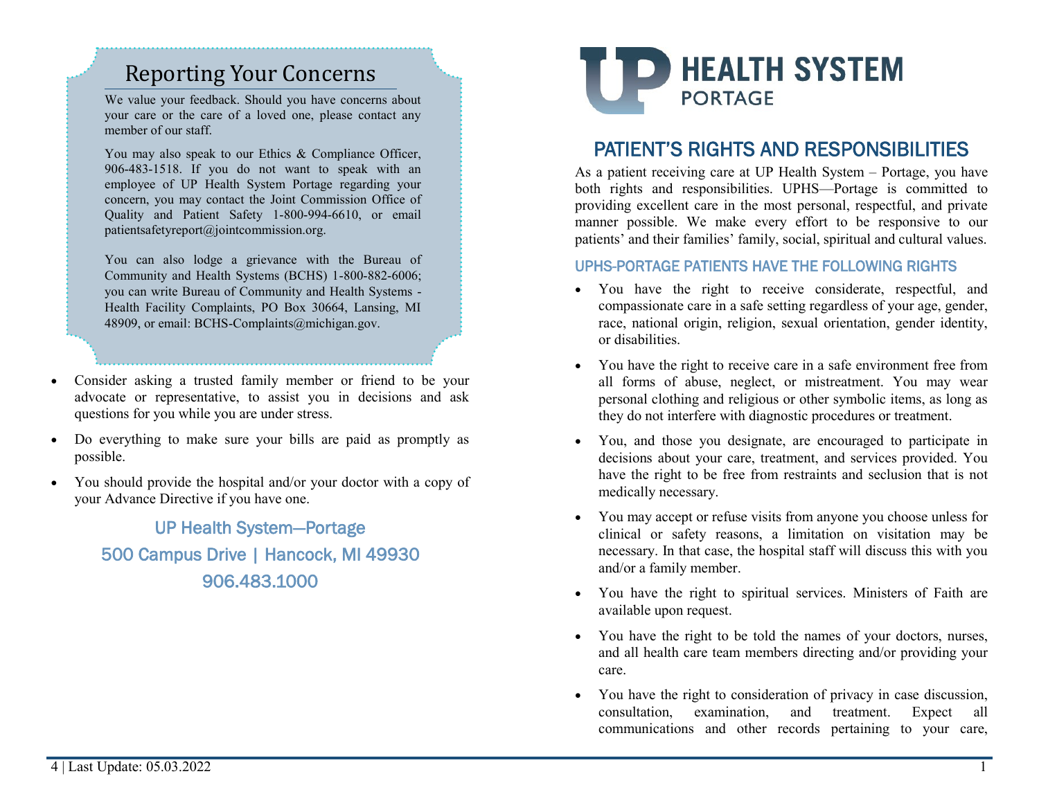# UP HEALTH SYSTEM PORTAGE

## PATIENT'S RIGHTS AND RESPONSIBILITIES

As a patient receiving care at UP Health System – Portage, you have both rights and responsibilities. UPHS—Portage is committed to providing excellent care in the most personal, respectful, and private manner possible. We make every effort to be responsive to our patients' and their families' family, social, spiritual and cultural values.

### UPHS-PORTAGE PATIENTS HAVE THE FOLLOWING RIGHTS

- You have the right to receive considerate, respectful, and compassionate care in a safe setting regardless of your age, gender, race, national origin, religion, sexual orientation, gender identity, or disabilities.
- You have the right to receive care in a safe environment free from all forms of abuse, neglect, or mistreatment. You may wear personal clothing and religious or other symbolic items, as long as they do not interfere with diagnostic procedures or treatment.
- You, and those you designate, are encouraged to participate in decisions about your care, treatment, and services provided. You have the right to be free from restraints and seclusion that is not medically necessary.
- You may accept or refuse visits from anyone you choose unless for clinical or safety reasons, a limitation on visitation may be necessary. In that case, the hospital staff will discuss this with you and/or a family member.
- You have the right to spiritual services. Ministers of Faith are available upon request.
- You have the right to be told the names of your doctors, nurses, and all health care team members directing and/or providing your care.
- You have the right to consideration of privacy in case discussion, consultation, examination, and treatment. Expect all communications and other records pertaining to your care,

## Reporting Your Concerns

We value your feedback. Should you have concerns about your care or the care of a loved one, please contact any member of our staff.

You may also speak to our Ethics & Compliance Officer, 906-483-1518. If you do not want to speak with an employee of UP Health System Portage regarding your concern, you may contact the Joint Commission Office of Quality and Patient Safety 1-800-994-6610, or email patientsafetyreport@jointcommission.org.

You can also lodge a grievance with the Bureau of Community and Health Systems (BCHS) 1-800-882-6006; you can write Bureau of Community and Health Systems - Health Facility Complaints, PO Box 30664, Lansing, MI 48909, or email: BCHS-Complaints@michigan.gov.

- Consider asking a trusted family member or friend to be your advocate or representative, to assist you in decisions and ask questions for you while you are under stress.
- Do everything to make sure your bills are paid as promptly as possible.
- You should provide the hospital and/or your doctor with a copy of your Advance Directive if you have one.

UP Health System—Portage
500 Campus Drive | Hancock, MI 49930
906.483.1000

Last Update: 05.03.2022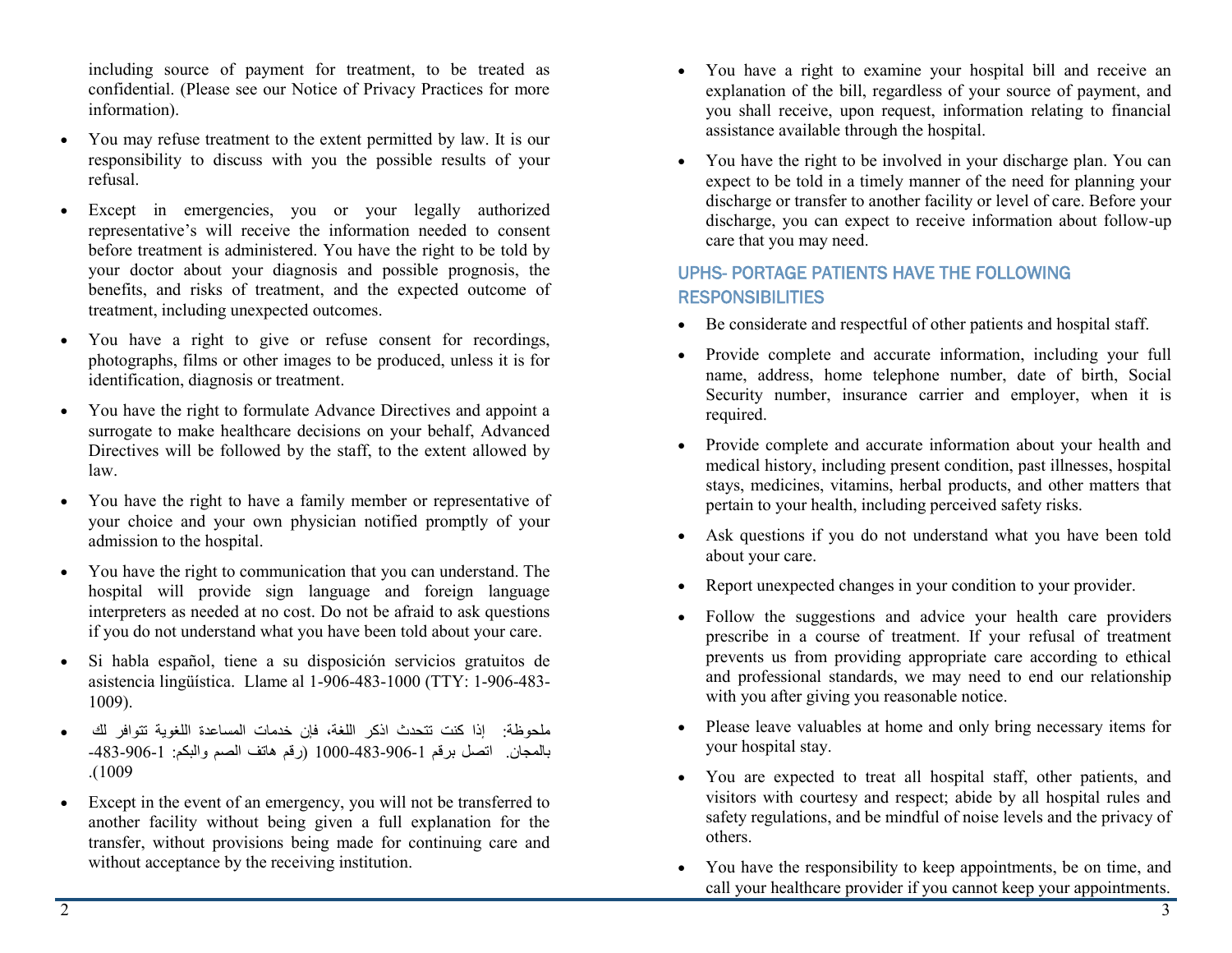including source of payment for treatment, to be treated as confidential. (Please see our Notice of Privacy Practices for more information).

- You may refuse treatment to the extent permitted by law. It is our responsibility to discuss with you the possible results of your refusal.
- Except in emergencies, you or your legally authorized representative's will receive the information needed to consent before treatment is administered. You have the right to be told by your doctor about your diagnosis and possible prognosis, the benefits, and risks of treatment, and the expected outcome of treatment, including unexpected outcomes.
- You have a right to give or refuse consent for recordings, photographs, films or other images to be produced, unless it is for identification, diagnosis or treatment.
- You have the right to formulate Advance Directives and appoint a surrogate to make healthcare decisions on your behalf, Advanced Directives will be followed by the staff, to the extent allowed by law.
- You have the right to have a family member or representative of your choice and your own physician notified promptly of your admission to the hospital.
- You have the right to communication that you can understand. The hospital will provide sign language and foreign language interpreters as needed at no cost. Do not be afraid to ask questions if you do not understand what you have been told about your care.
- Si habla español, tiene a su disposición servicios gratuitos de asistencia lingüística. Llame al 1-906-483-1000 (TTY: 1-906-483-1009).
- ملحوظة: إذا كنت تتحدث اذكر اللغة، فإن خدمات المساعدة اللغوية تتوافر لك بالمجان. اتصل برقم 1-906-483-1000 (رقم هاتف الصم والبكم: 1-906-483-1009).
- Except in the event of an emergency, you will not be transferred to another facility without being given a full explanation for the transfer, without provisions being made for continuing care and without acceptance by the receiving institution.
- You have a right to examine your hospital bill and receive an explanation of the bill, regardless of your source of payment, and you shall receive, upon request, information relating to financial assistance available through the hospital.
- You have the right to be involved in your discharge plan. You can expect to be told in a timely manner of the need for planning your discharge or transfer to another facility or level of care. Before your discharge, you can expect to receive information about follow-up care that you may need.

## UPHS- PORTAGE PATIENTS HAVE THE FOLLOWING RESPONSIBILITIES

- Be considerate and respectful of other patients and hospital staff.
- Provide complete and accurate information, including your full name, address, home telephone number, date of birth, Social Security number, insurance carrier and employer, when it is required.
- Provide complete and accurate information about your health and medical history, including present condition, past illnesses, hospital stays, medicines, vitamins, herbal products, and other matters that pertain to your health, including perceived safety risks.
- Ask questions if you do not understand what you have been told about your care.
- Report unexpected changes in your condition to your provider.
- Follow the suggestions and advice your health care providers prescribe in a course of treatment. If your refusal of treatment prevents us from providing appropriate care according to ethical and professional standards, we may need to end our relationship with you after giving you reasonable notice.
- Please leave valuables at home and only bring necessary items for your hospital stay.
- You are expected to treat all hospital staff, other patients, and visitors with courtesy and respect; abide by all hospital rules and safety regulations, and be mindful of noise levels and the privacy of others.
- You have the responsibility to keep appointments, be on time, and call your healthcare provider if you cannot keep your appointments.